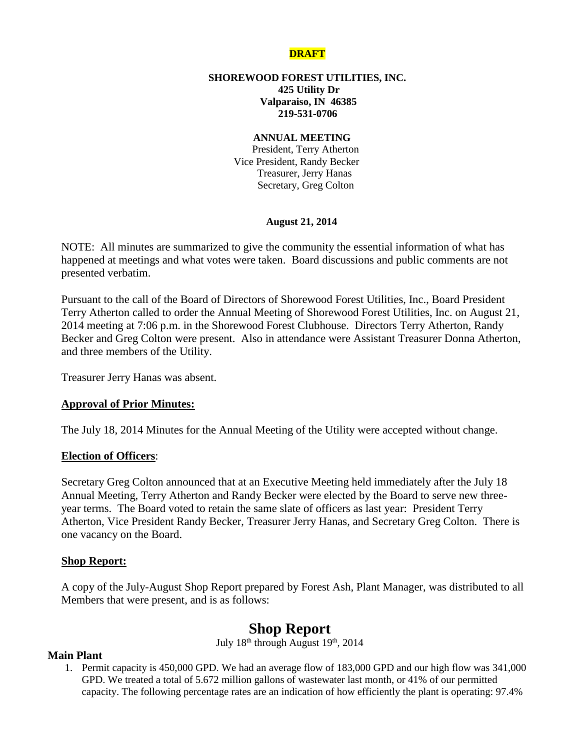**DRAFT**

**SHOREWOOD FOREST UTILITIES, INC.**
**425 Utility Dr**
**Valparaiso, IN 46385**
**219-531-0706**

**ANNUAL MEETING**
President, Terry Atherton
Vice President, Randy Becker
Treasurer, Jerry Hanas
Secretary, Greg Colton

**August 21, 2014**

NOTE: All minutes are summarized to give the community the essential information of what has happened at meetings and what votes were taken. Board discussions and public comments are not presented verbatim.

Pursuant to the call of the Board of Directors of Shorewood Forest Utilities, Inc., Board President Terry Atherton called to order the Annual Meeting of Shorewood Forest Utilities, Inc. on August 21, 2014 meeting at 7:06 p.m. in the Shorewood Forest Clubhouse. Directors Terry Atherton, Randy Becker and Greg Colton were present. Also in attendance were Assistant Treasurer Donna Atherton, and three members of the Utility.

Treasurer Jerry Hanas was absent.

## Approval of Prior Minutes:

The July 18, 2014 Minutes for the Annual Meeting of the Utility were accepted without change.

## Election of Officers:

Secretary Greg Colton announced that at an Executive Meeting held immediately after the July 18 Annual Meeting, Terry Atherton and Randy Becker were elected by the Board to serve new three-year terms. The Board voted to retain the same slate of officers as last year: President Terry Atherton, Vice President Randy Becker, Treasurer Jerry Hanas, and Secretary Greg Colton. There is one vacancy on the Board.

## Shop Report:

A copy of the July-August Shop Report prepared by Forest Ash, Plant Manager, was distributed to all Members that were present, and is as follows:

# Shop Report

July 18th through August 19th, 2014

### Main Plant

1. Permit capacity is 450,000 GPD. We had an average flow of 183,000 GPD and our high flow was 341,000 GPD. We treated a total of 5.672 million gallons of wastewater last month, or 41% of our permitted capacity. The following percentage rates are an indication of how efficiently the plant is operating: 97.4%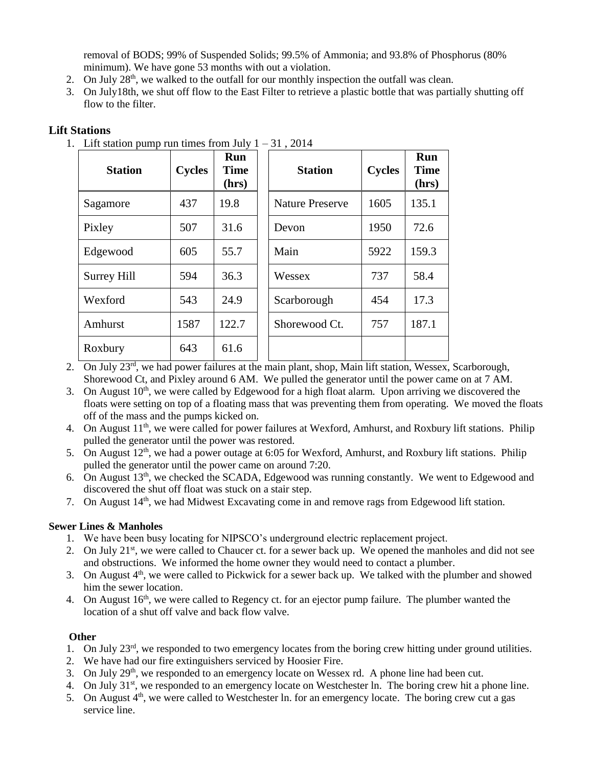removal of BODS; 99% of Suspended Solids; 99.5% of Ammonia; and 93.8% of Phosphorus (80% minimum). We have gone 53 months with out a violation.

2. On July 28th, we walked to the outfall for our monthly inspection the outfall was clean.
3. On July18th, we shut off flow to the East Filter to retrieve a plastic bottle that was partially shutting off flow to the filter.

## Lift Stations

1. Lift station pump run times from July 1 – 31 , 2014

| Station | Cycles | Run Time (hrs) | Station | Cycles | Run Time (hrs) |
|---|---|---|---|---|---|
| Sagamore | 437 | 19.8 | Nature Preserve | 1605 | 135.1 |
| Pixley | 507 | 31.6 | Devon | 1950 | 72.6 |
| Edgewood | 605 | 55.7 | Main | 5922 | 159.3 |
| Surrey Hill | 594 | 36.3 | Wessex | 737 | 58.4 |
| Wexford | 543 | 24.9 | Scarborough | 454 | 17.3 |
| Amhurst | 1587 | 122.7 | Shorewood Ct. | 757 | 187.1 |
| Roxbury | 643 | 61.6 | | | |

2. On July 23rd, we had power failures at the main plant, shop, Main lift station, Wessex, Scarborough, Shorewood Ct, and Pixley around 6 AM. We pulled the generator until the power came on at 7 AM.
3. On August 10th, we were called by Edgewood for a high float alarm. Upon arriving we discovered the floats were setting on top of a floating mass that was preventing them from operating. We moved the floats off of the mass and the pumps kicked on.
4. On August 11th, we were called for power failures at Wexford, Amhurst, and Roxbury lift stations. Philip pulled the generator until the power was restored.
5. On August 12th, we had a power outage at 6:05 for Wexford, Amhurst, and Roxbury lift stations. Philip pulled the generator until the power came on around 7:20.
6. On August 13th, we checked the SCADA, Edgewood was running constantly. We went to Edgewood and discovered the shut off float was stuck on a stair step.
7. On August 14th, we had Midwest Excavating come in and remove rags from Edgewood lift station.

### Sewer Lines & Manholes

1. We have been busy locating for NIPSCO's underground electric replacement project.
2. On July 21st, we were called to Chaucer ct. for a sewer back up. We opened the manholes and did not see and obstructions. We informed the home owner they would need to contact a plumber.
3. On August 4th, we were called to Pickwick for a sewer back up. We talked with the plumber and showed him the sewer location.
4. On August 16th, we were called to Regency ct. for an ejector pump failure. The plumber wanted the location of a shut off valve and back flow valve.

### Other

1. On July 23rd, we responded to two emergency locates from the boring crew hitting under ground utilities.
2. We have had our fire extinguishers serviced by Hoosier Fire.
3. On July 29th, we responded to an emergency locate on Wessex rd. A phone line had been cut.
4. On July 31st, we responded to an emergency locate on Westchester ln. The boring crew hit a phone line.
5. On August 4th, we were called to Westchester ln. for an emergency locate. The boring crew cut a gas service line.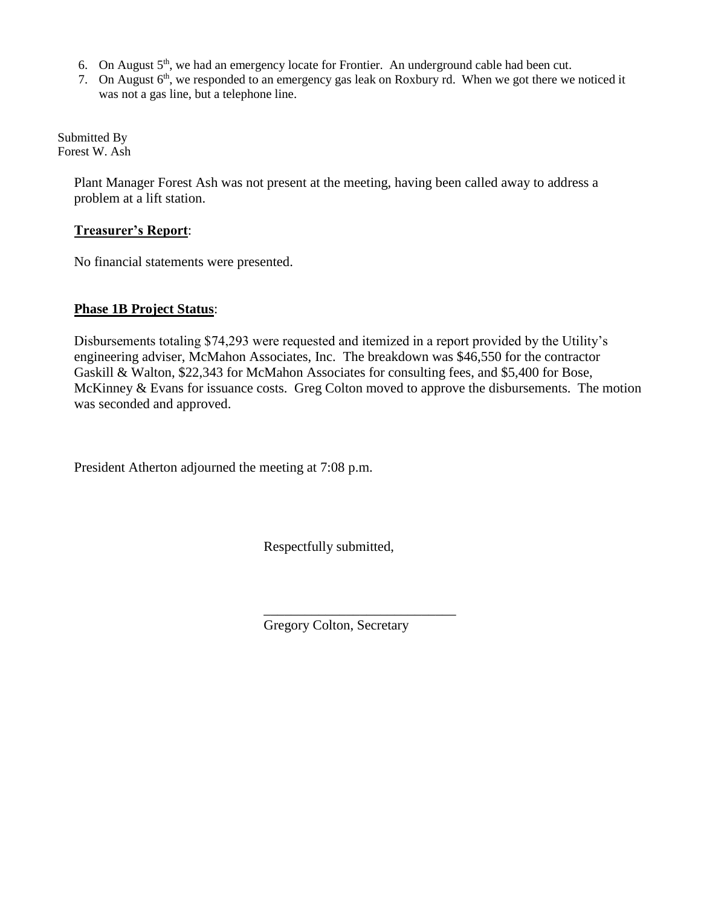6. On August 5th, we had an emergency locate for Frontier. An underground cable had been cut.
7. On August 6th, we responded to an emergency gas leak on Roxbury rd. When we got there we noticed it was not a gas line, but a telephone line.

Submitted By
Forest W. Ash

Plant Manager Forest Ash was not present at the meeting, having been called away to address a problem at a lift station.

**Treasurer's Report**:

No financial statements were presented.

**Phase 1B Project Status**:

Disbursements totaling $74,293 were requested and itemized in a report provided by the Utility's engineering adviser, McMahon Associates, Inc. The breakdown was $46,550 for the contractor Gaskill & Walton, $22,343 for McMahon Associates for consulting fees, and $5,400 for Bose, McKinney & Evans for issuance costs. Greg Colton moved to approve the disbursements. The motion was seconded and approved.

President Atherton adjourned the meeting at 7:08 p.m.

Respectfully submitted,

\_\_\_\_\_\_\_\_\_\_\_\_\_\_\_\_\_\_\_\_\_\_\_\_\_\_\_\_\_

Gregory Colton, Secretary